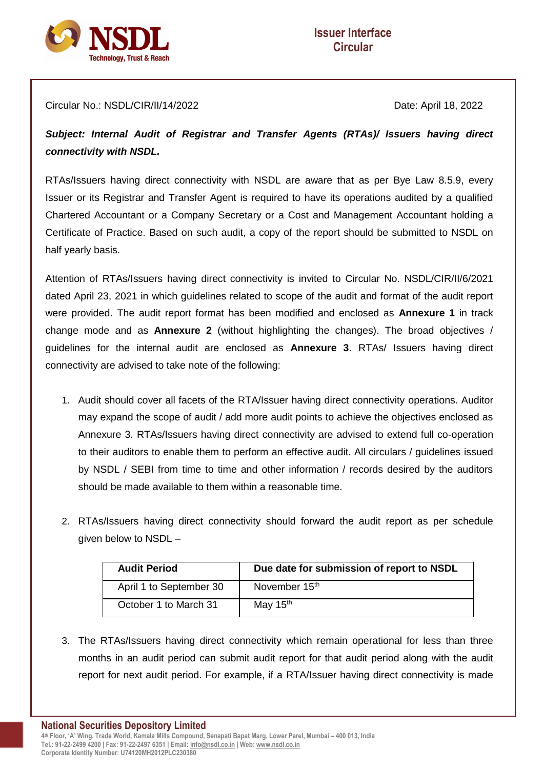Issuer Interface Circular

Circular No.: NSDL/CIR/II/14/2022

Date: April 18, 2022

***Subject: Internal Audit of Registrar and Transfer Agents (RTAs)/ Issuers having direct connectivity with NSDL.***

RTAs/Issuers having direct connectivity with NSDL are aware that as per Bye Law 8.5.9, every Issuer or its Registrar and Transfer Agent is required to have its operations audited by a qualified Chartered Accountant or a Company Secretary or a Cost and Management Accountant holding a Certificate of Practice. Based on such audit, a copy of the report should be submitted to NSDL on half yearly basis.

Attention of RTAs/Issuers having direct connectivity is invited to Circular No. NSDL/CIR/II/6/2021 dated April 23, 2021 in which guidelines related to scope of the audit and format of the audit report were provided. The audit report format has been modified and enclosed as **Annexure 1** in track change mode and as **Annexure 2** (without highlighting the changes). The broad objectives / guidelines for the internal audit are enclosed as **Annexure 3**. RTAs/ Issuers having direct connectivity are advised to take note of the following:

1. Audit should cover all facets of the RTA/Issuer having direct connectivity operations. Auditor may expand the scope of audit / add more audit points to achieve the objectives enclosed as Annexure 3. RTAs/Issuers having direct connectivity are advised to extend full co-operation to their auditors to enable them to perform an effective audit. All circulars / guidelines issued by NSDL / SEBI from time to time and other information / records desired by the auditors should be made available to them within a reasonable time.

2. RTAs/Issuers having direct connectivity should forward the audit report as per schedule given below to NSDL –

| Audit Period | Due date for submission of report to NSDL |
|---|---|
| April 1 to September 30 | November 15th |
| October 1 to March 31 | May 15th |

3. The RTAs/Issuers having direct connectivity which remain operational for less than three months in an audit period can submit audit report for that audit period along with the audit report for next audit period. For example, if a RTA/Issuer having direct connectivity is made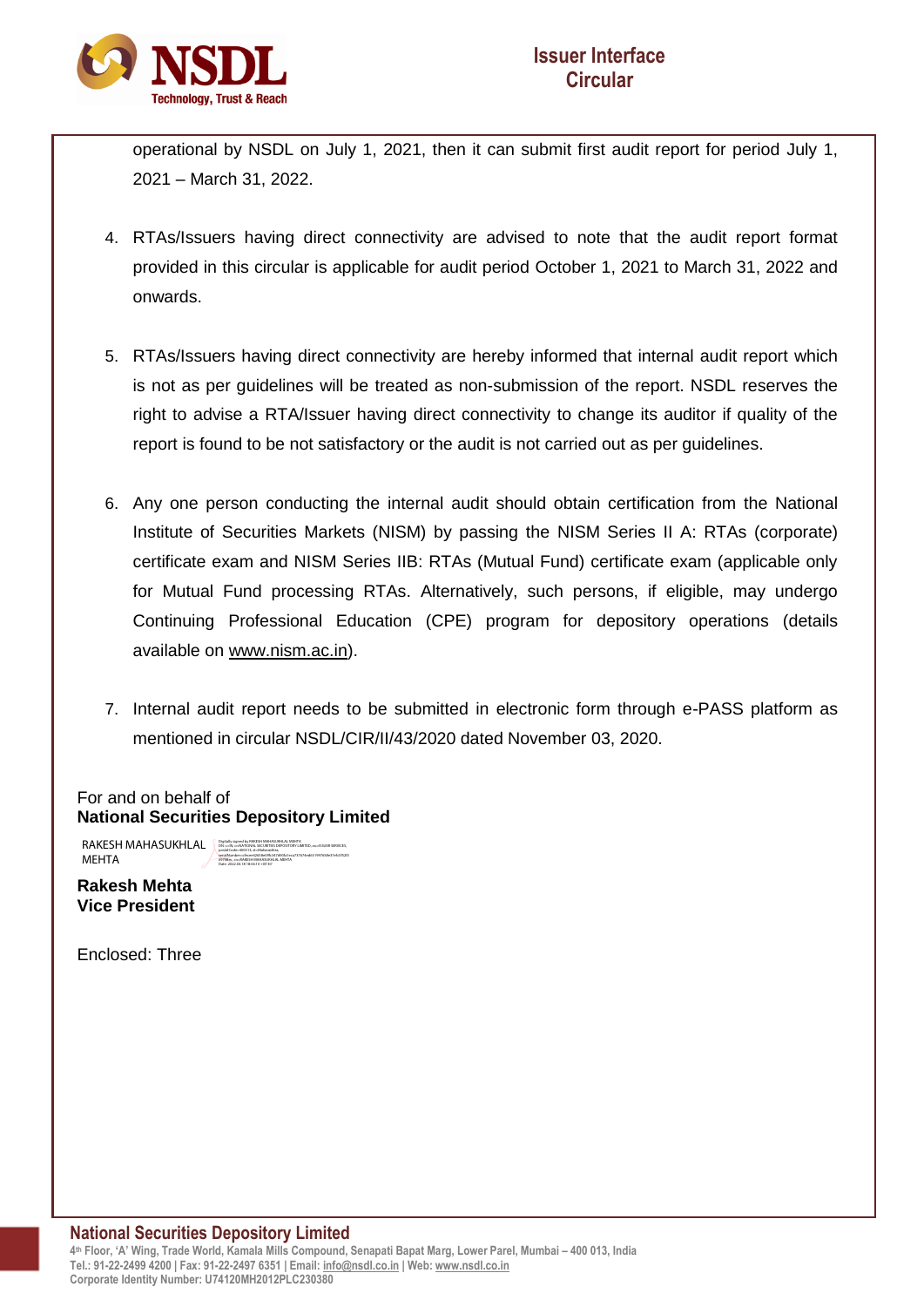operational by NSDL on July 1, 2021, then it can submit first audit report for period July 1, 2021 – March 31, 2022.

4. RTAs/Issuers having direct connectivity are advised to note that the audit report format provided in this circular is applicable for audit period October 1, 2021 to March 31, 2022 and onwards.

5. RTAs/Issuers having direct connectivity are hereby informed that internal audit report which is not as per guidelines will be treated as non-submission of the report. NSDL reserves the right to advise a RTA/Issuer having direct connectivity to change its auditor if quality of the report is found to be not satisfactory or the audit is not carried out as per guidelines.

6. Any one person conducting the internal audit should obtain certification from the National Institute of Securities Markets (NISM) by passing the NISM Series II A: RTAs (corporate) certificate exam and NISM Series IIB: RTAs (Mutual Fund) certificate exam (applicable only for Mutual Fund processing RTAs. Alternatively, such persons, if eligible, may undergo Continuing Professional Education (CPE) program for depository operations (details available on www.nism.ac.in).

7. Internal audit report needs to be submitted in electronic form through e-PASS platform as mentioned in circular NSDL/CIR/II/43/2020 dated November 03, 2020.

For and on behalf of
**National Securities Depository Limited**

RAKESH MAHASUKHLAL MEHTA

**Rakesh Mehta**
**Vice President**

Enclosed: Three